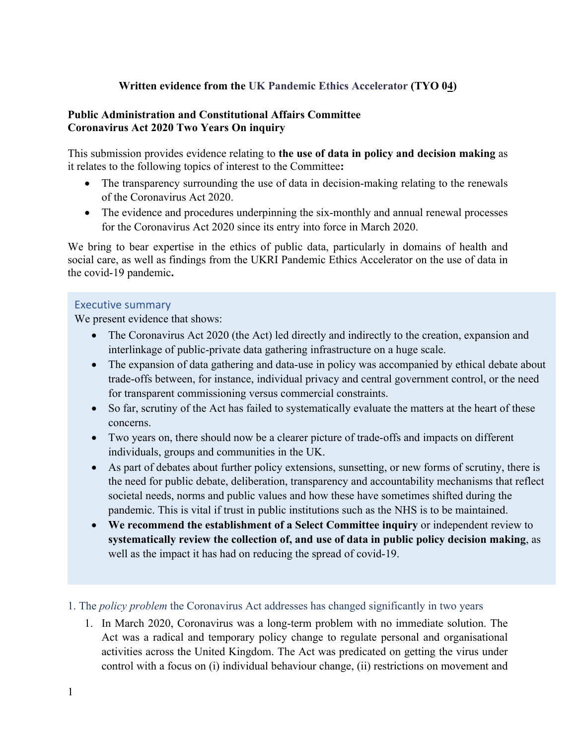**Written evidence from the UK Pandemic Ethics Accelerator (TYO 04)**

**Public Administration and Constitutional Affairs Committee**
**Coronavirus Act 2020 Two Years On inquiry**

This submission provides evidence relating to **the use of data in policy and decision making** as it relates to the following topics of interest to the Committee**:**

- The transparency surrounding the use of data in decision-making relating to the renewals of the Coronavirus Act 2020.
- The evidence and procedures underpinning the six-monthly and annual renewal processes for the Coronavirus Act 2020 since its entry into force in March 2020.

We bring to bear expertise in the ethics of public data, particularly in domains of health and social care, as well as findings from the UKRI Pandemic Ethics Accelerator on the use of data in the covid-19 pandemic**.**

## Executive summary

We present evidence that shows:

- The Coronavirus Act 2020 (the Act) led directly and indirectly to the creation, expansion and interlinkage of public-private data gathering infrastructure on a huge scale.
- The expansion of data gathering and data-use in policy was accompanied by ethical debate about trade-offs between, for instance, individual privacy and central government control, or the need for transparent commissioning versus commercial constraints.
- So far, scrutiny of the Act has failed to systematically evaluate the matters at the heart of these concerns.
- Two years on, there should now be a clearer picture of trade-offs and impacts on different individuals, groups and communities in the UK.
- As part of debates about further policy extensions, sunsetting, or new forms of scrutiny, there is the need for public debate, deliberation, transparency and accountability mechanisms that reflect societal needs, norms and public values and how these have sometimes shifted during the pandemic. This is vital if trust in public institutions such as the NHS is to be maintained.
- **We recommend the establishment of a Select Committee inquiry** or independent review to **systematically review the collection of, and use of data in public policy decision making**, as well as the impact it has had on reducing the spread of covid-19.

## 1. The *policy problem* the Coronavirus Act addresses has changed significantly in two years

1. In March 2020, Coronavirus was a long-term problem with no immediate solution. The Act was a radical and temporary policy change to regulate personal and organisational activities across the United Kingdom. The Act was predicated on getting the virus under control with a focus on (i) individual behaviour change, (ii) restrictions on movement and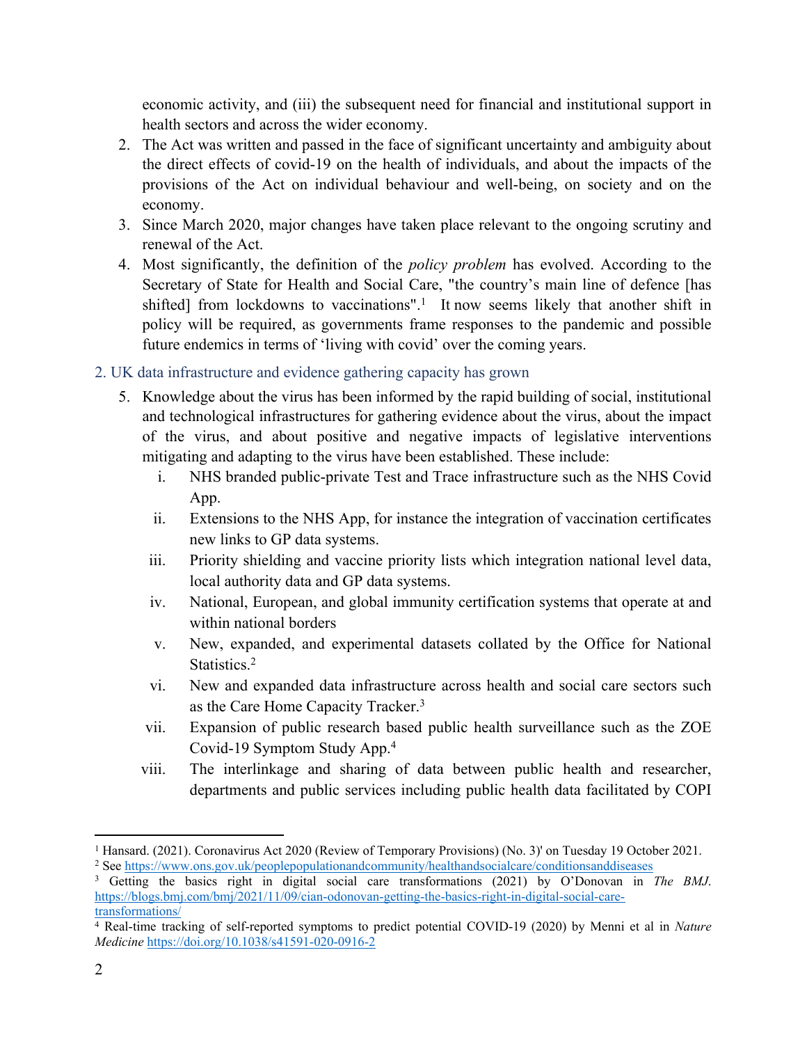economic activity, and (iii) the subsequent need for financial and institutional support in health sectors and across the wider economy.

2. The Act was written and passed in the face of significant uncertainty and ambiguity about the direct effects of covid-19 on the health of individuals, and about the impacts of the provisions of the Act on individual behaviour and well-being, on society and on the economy.
3. Since March 2020, major changes have taken place relevant to the ongoing scrutiny and renewal of the Act.
4. Most significantly, the definition of the *policy problem* has evolved. According to the Secretary of State for Health and Social Care, "the country's main line of defence [has shifted] from lockdowns to vaccinations".[1] It now seems likely that another shift in policy will be required, as governments frame responses to the pandemic and possible future endemics in terms of 'living with covid' over the coming years.

## 2. UK data infrastructure and evidence gathering capacity has grown

5. Knowledge about the virus has been informed by the rapid building of social, institutional and technological infrastructures for gathering evidence about the virus, about the impact of the virus, and about positive and negative impacts of legislative interventions mitigating and adapting to the virus have been established. These include:
   i. NHS branded public-private Test and Trace infrastructure such as the NHS Covid App.
   ii. Extensions to the NHS App, for instance the integration of vaccination certificates new links to GP data systems.
   iii. Priority shielding and vaccine priority lists which integration national level data, local authority data and GP data systems.
   iv. National, European, and global immunity certification systems that operate at and within national borders
   v. New, expanded, and experimental datasets collated by the Office for National Statistics.[2]
   vi. New and expanded data infrastructure across health and social care sectors such as the Care Home Capacity Tracker.[3]
   vii. Expansion of public research based public health surveillance such as the ZOE Covid-19 Symptom Study App.[4]
   viii. The interlinkage and sharing of data between public health and researcher, departments and public services including public health data facilitated by COPI

---

[1] Hansard. (2021). Coronavirus Act 2020 (Review of Temporary Provisions) (No. 3)' on Tuesday 19 October 2021.

[2] See https://www.ons.gov.uk/peoplepopulationandcommunity/healthandsocialcare/conditionsanddiseases

[3] Getting the basics right in digital social care transformations (2021) by O'Donovan in *The BMJ*. https://blogs.bmj.com/bmj/2021/11/09/cian-odonovan-getting-the-basics-right-in-digital-social-care-transformations/

[4] Real-time tracking of self-reported symptoms to predict potential COVID-19 (2020) by Menni et al in *Nature Medicine* https://doi.org/10.1038/s41591-020-0916-2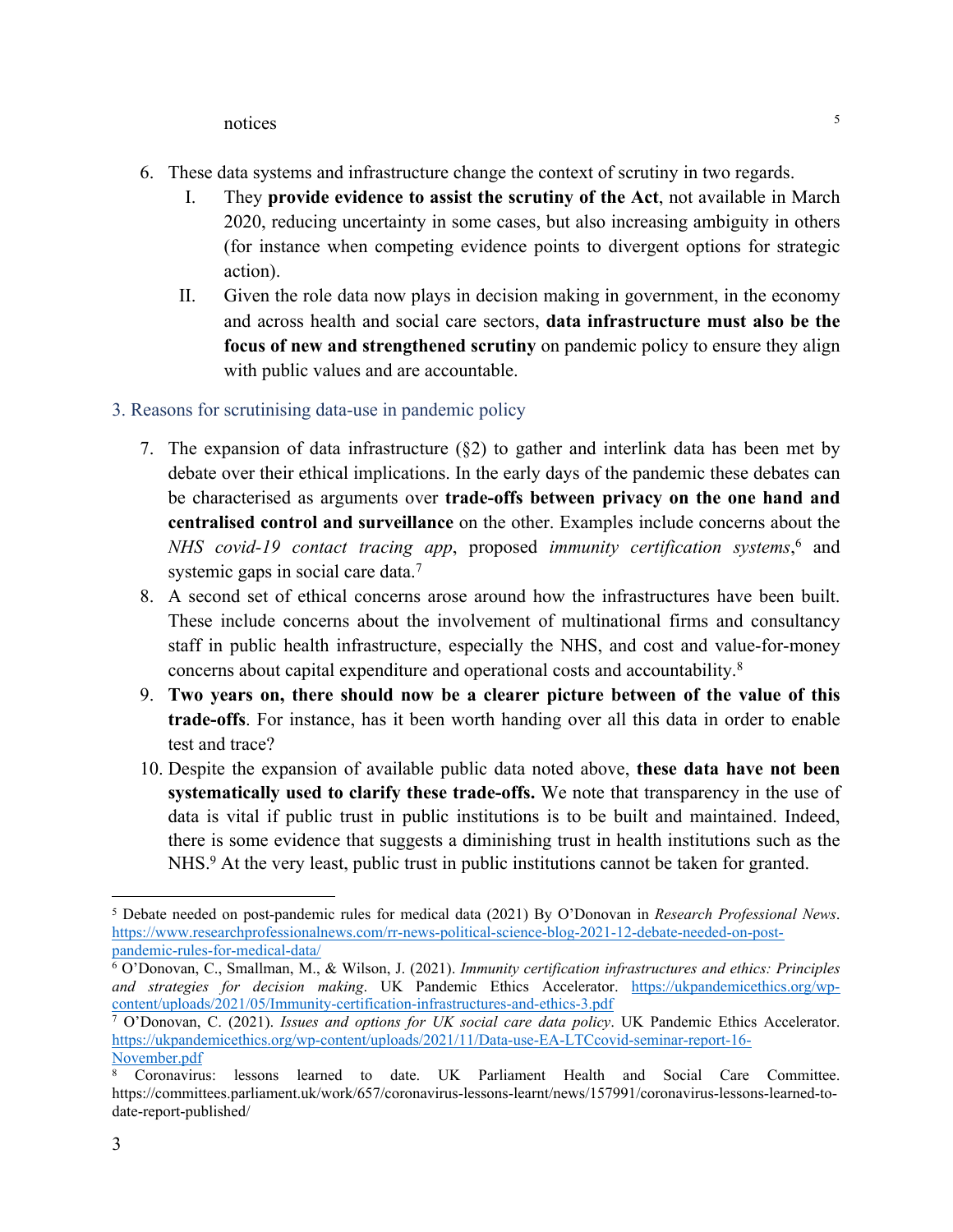notices[5]

6. These data systems and infrastructure change the context of scrutiny in two regards.
   I. They **provide evidence to assist the scrutiny of the Act**, not available in March 2020, reducing uncertainty in some cases, but also increasing ambiguity in others (for instance when competing evidence points to divergent options for strategic action).
   II. Given the role data now plays in decision making in government, in the economy and across health and social care sectors, **data infrastructure must also be the focus of new and strengthened scrutiny** on pandemic policy to ensure they align with public values and are accountable.

## 3. Reasons for scrutinising data-use in pandemic policy

7. The expansion of data infrastructure (§2) to gather and interlink data has been met by debate over their ethical implications. In the early days of the pandemic these debates can be characterised as arguments over **trade-offs between privacy on the one hand and centralised control and surveillance** on the other. Examples include concerns about the *NHS covid-19 contact tracing app*, proposed *immunity certification systems*,[6] and systemic gaps in social care data.[7]
8. A second set of ethical concerns arose around how the infrastructures have been built. These include concerns about the involvement of multinational firms and consultancy staff in public health infrastructure, especially the NHS, and cost and value-for-money concerns about capital expenditure and operational costs and accountability.[8]
9. **Two years on, there should now be a clearer picture between of the value of this trade-offs**. For instance, has it been worth handing over all this data in order to enable test and trace?
10. Despite the expansion of available public data noted above, **these data have not been systematically used to clarify these trade-offs.** We note that transparency in the use of data is vital if public trust in public institutions is to be built and maintained. Indeed, there is some evidence that suggests a diminishing trust in health institutions such as the NHS.[9] At the very least, public trust in public institutions cannot be taken for granted.

---

[5] Debate needed on post-pandemic rules for medical data (2021) By O'Donovan in *Research Professional News*. https://www.researchprofessionalnews.com/rr-news-political-science-blog-2021-12-debate-needed-on-post-pandemic-rules-for-medical-data/

[6] O'Donovan, C., Smallman, M., & Wilson, J. (2021). *Immunity certification infrastructures and ethics: Principles and strategies for decision making*. UK Pandemic Ethics Accelerator. https://ukpandemicethics.org/wp-content/uploads/2021/05/Immunity-certification-infrastructures-and-ethics-3.pdf

[7] O'Donovan, C. (2021). *Issues and options for UK social care data policy*. UK Pandemic Ethics Accelerator. https://ukpandemicethics.org/wp-content/uploads/2021/11/Data-use-EA-LTCcovid-seminar-report-16-November.pdf

[8] Coronavirus: lessons learned to date. UK Parliament Health and Social Care Committee. https://committees.parliament.uk/work/657/coronavirus-lessons-learnt/news/157991/coronavirus-lessons-learned-to-date-report-published/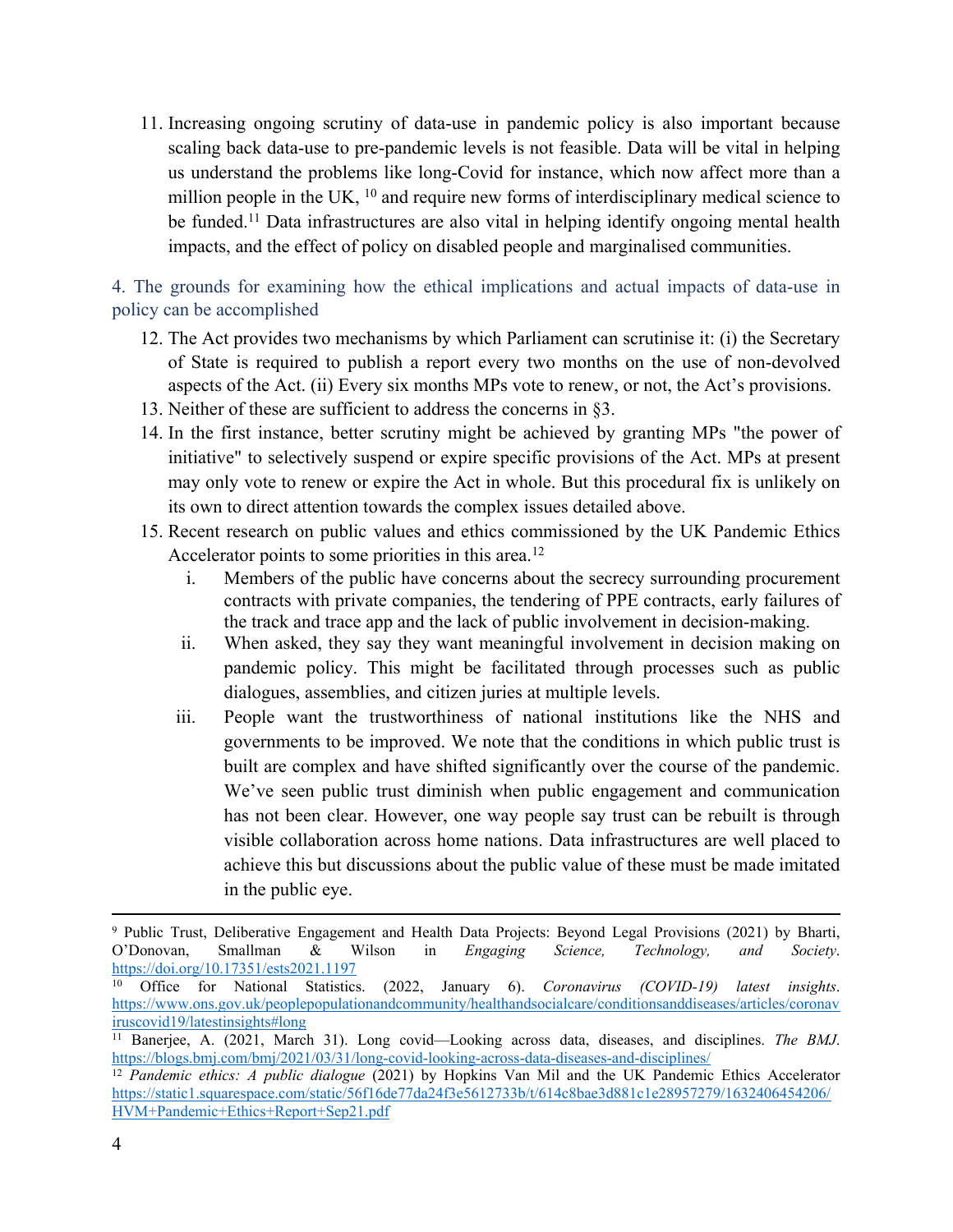11. Increasing ongoing scrutiny of data-use in pandemic policy is also important because scaling back data-use to pre-pandemic levels is not feasible. Data will be vital in helping us understand the problems like long-Covid for instance, which now affect more than a million people in the UK, [10] and require new forms of interdisciplinary medical science to be funded.[11] Data infrastructures are also vital in helping identify ongoing mental health impacts, and the effect of policy on disabled people and marginalised communities.

### 4. The grounds for examining how the ethical implications and actual impacts of data-use in policy can be accomplished

12. The Act provides two mechanisms by which Parliament can scrutinise it: (i) the Secretary of State is required to publish a report every two months on the use of non-devolved aspects of the Act. (ii) Every six months MPs vote to renew, or not, the Act's provisions.
13. Neither of these are sufficient to address the concerns in §3.
14. In the first instance, better scrutiny might be achieved by granting MPs "the power of initiative" to selectively suspend or expire specific provisions of the Act. MPs at present may only vote to renew or expire the Act in whole. But this procedural fix is unlikely on its own to direct attention towards the complex issues detailed above.
15. Recent research on public values and ethics commissioned by the UK Pandemic Ethics Accelerator points to some priorities in this area.[12]
    i. Members of the public have concerns about the secrecy surrounding procurement contracts with private companies, the tendering of PPE contracts, early failures of the track and trace app and the lack of public involvement in decision-making.
    ii. When asked, they say they want meaningful involvement in decision making on pandemic policy. This might be facilitated through processes such as public dialogues, assemblies, and citizen juries at multiple levels.
    iii. People want the trustworthiness of national institutions like the NHS and governments to be improved. We note that the conditions in which public trust is built are complex and have shifted significantly over the course of the pandemic. We've seen public trust diminish when public engagement and communication has not been clear. However, one way people say trust can be rebuilt is through visible collaboration across home nations. Data infrastructures are well placed to achieve this but discussions about the public value of these must be made imitated in the public eye.

---

[9] Public Trust, Deliberative Engagement and Health Data Projects: Beyond Legal Provisions (2021) by Bharti, O'Donovan, Smallman & Wilson in *Engaging Science, Technology, and Society*. https://doi.org/10.17351/ests2021.1197

[10] Office for National Statistics. (2022, January 6). *Coronavirus (COVID-19) latest insights*. https://www.ons.gov.uk/peoplepopulationandcommunity/healthandsocialcare/conditionsanddiseases/articles/coronaviruscovid19/latestinsights#long

[11] Banerjee, A. (2021, March 31). Long covid—Looking across data, diseases, and disciplines. *The BMJ*. https://blogs.bmj.com/bmj/2021/03/31/long-covid-looking-across-data-diseases-and-disciplines/

[12] *Pandemic ethics: A public dialogue* (2021) by Hopkins Van Mil and the UK Pandemic Ethics Accelerator https://static1.squarespace.com/static/56f16de77da24f3e5612733b/t/614c8bae3d881c1e28957279/1632406454206/HVM+Pandemic+Ethics+Report+Sep21.pdf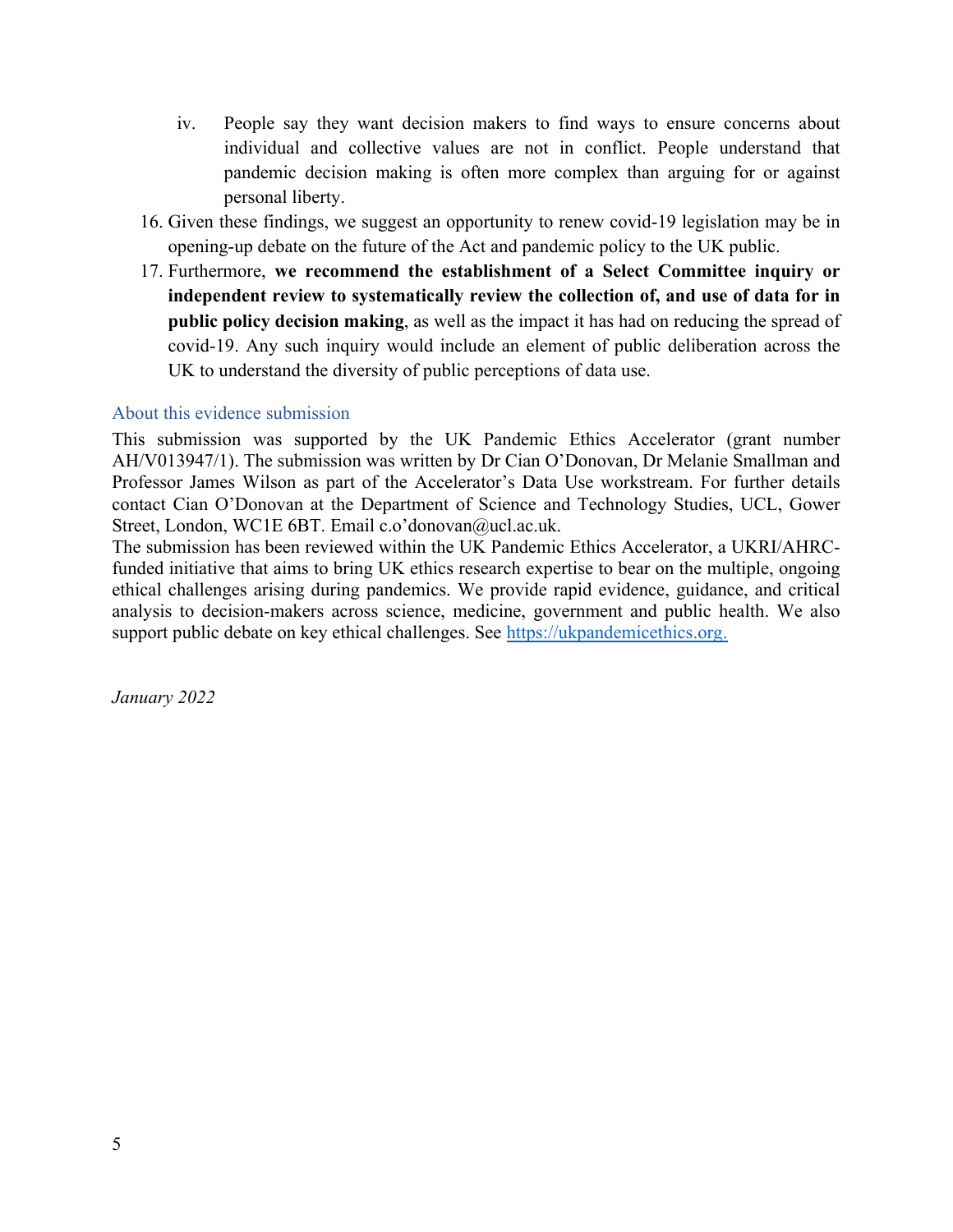iv. People say they want decision makers to find ways to ensure concerns about individual and collective values are not in conflict. People understand that pandemic decision making is often more complex than arguing for or against personal liberty.

16. Given these findings, we suggest an opportunity to renew covid-19 legislation may be in opening-up debate on the future of the Act and pandemic policy to the UK public.
17. Furthermore, **we recommend the establishment of a Select Committee inquiry or independent review to systematically review the collection of, and use of data for in public policy decision making**, as well as the impact it has had on reducing the spread of covid-19. Any such inquiry would include an element of public deliberation across the UK to understand the diversity of public perceptions of data use.

## About this evidence submission

This submission was supported by the UK Pandemic Ethics Accelerator (grant number AH/V013947/1). The submission was written by Dr Cian O'Donovan, Dr Melanie Smallman and Professor James Wilson as part of the Accelerator's Data Use workstream. For further details contact Cian O'Donovan at the Department of Science and Technology Studies, UCL, Gower Street, London, WC1E 6BT. Email c.o'donovan@ucl.ac.uk.

The submission has been reviewed within the UK Pandemic Ethics Accelerator, a UKRI/AHRC-funded initiative that aims to bring UK ethics research expertise to bear on the multiple, ongoing ethical challenges arising during pandemics. We provide rapid evidence, guidance, and critical analysis to decision-makers across science, medicine, government and public health. We also support public debate on key ethical challenges. See [https://ukpandemicethics.org.](https://ukpandemicethics.org)

*January 2022*